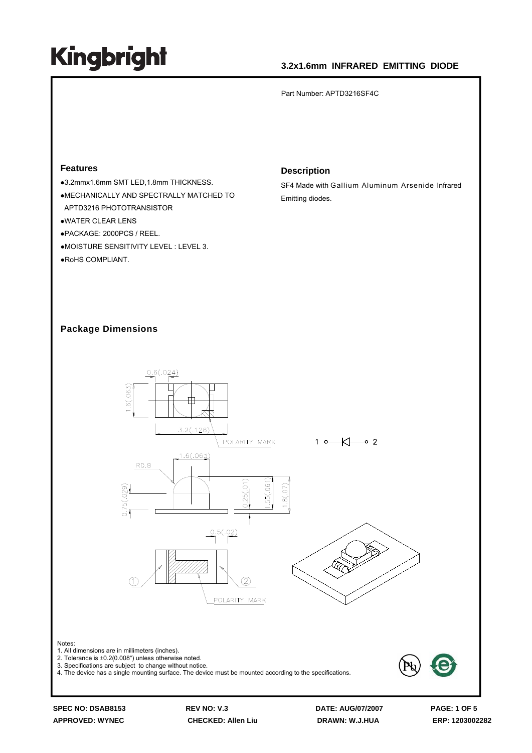# Kingbright

## 3.2x1.6mm INFRARED EMITTING DIODE

Part Number: APTD3216SF4C

### Features

- 3.2mmx1.6mm SMT LED,1.8mm THICKNESS.
- MECHANICALLY AND SPECTRALLY MATCHED TO APTD3216 PHOTOTRANSISTOR
- WATER CLEAR LENS
- PACKAGE: 2000PCS / REEL.
- MOISTURE SENSITIVITY LEVEL : LEVEL 3.
- RoHS COMPLIANT.

### Description

SF4 Made with Gallium Aluminum Arsenide Infrared Emitting diodes.

### Package Dimensions

Notes:
1. All dimensions are in millimeters (inches).
2. Tolerance is ±0.2(0.008") unless otherwise noted.
3. Specifications are subject to change without notice.
4. The device has a single mounting surface. The device must be mounted according to the specifications.

SPEC NO: DSAB8153 | REV NO: V.3 | DATE: AUG/07/2007 | ERP: 1203002282
APPROVED: WYNEC | CHECKED: Allen Liu | DRAWN: W.J.HUA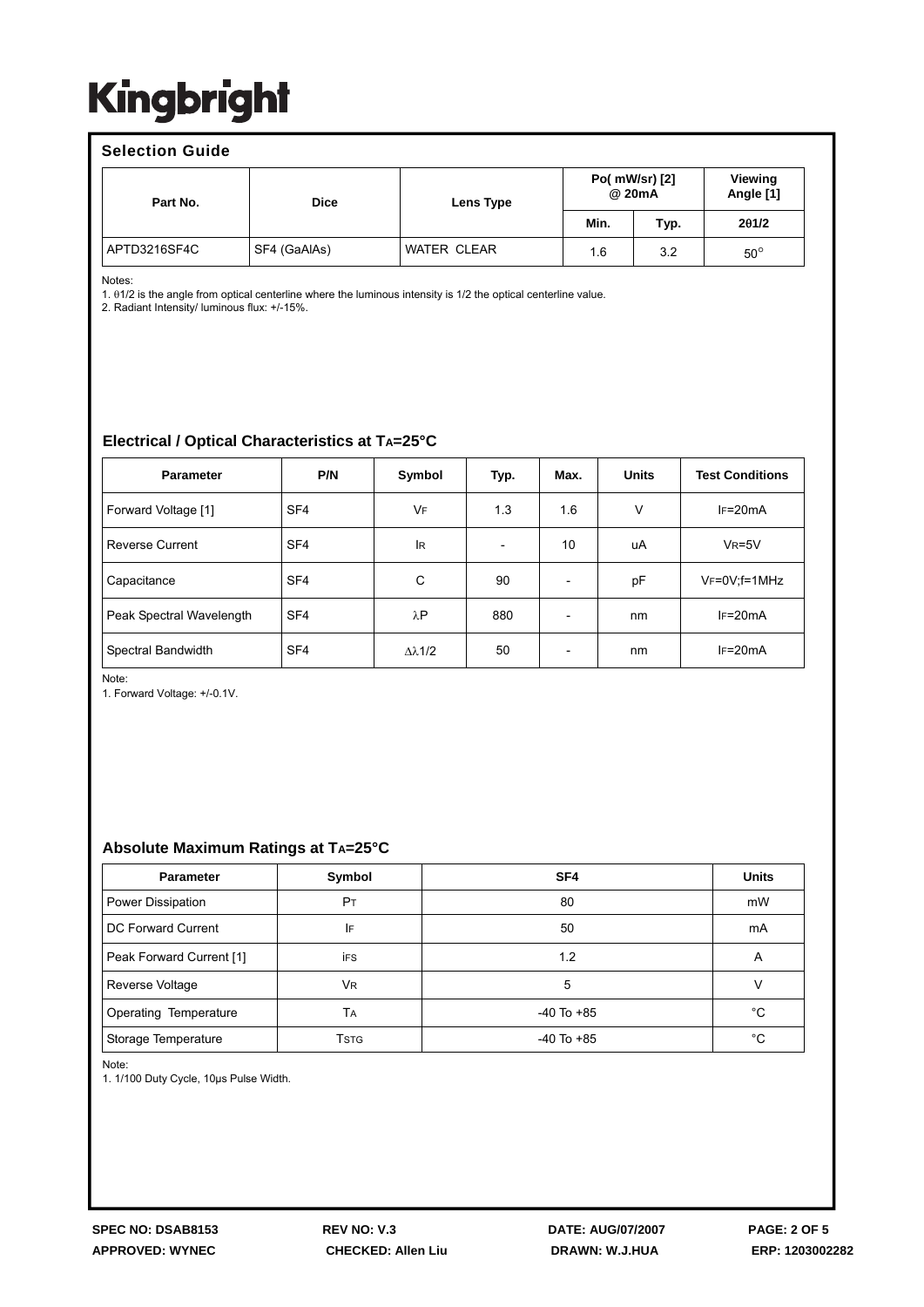## Selection Guide

| Part No. | Dice | Lens Type | Po( mW/sr) [2] @ 20mA | | Viewing Angle [1] |
|---|---|---|---|---|---|
| | | | Min. | Typ. | 2θ1/2 |
| APTD3216SF4C | SF4 (GaAlAs) | WATER CLEAR | 1.6 | 3.2 | 50° |

Notes:
1. θ1/2 is the angle from optical centerline where the luminous intensity is 1/2 the optical centerline value.
2. Radiant Intensity/ luminous flux: +/-15%.

## Electrical / Optical Characteristics at $T_A$=25°C

| Parameter | P/N | Symbol | Typ. | Max. | Units | Test Conditions |
|---|---|---|---|---|---|---|
| Forward Voltage [1] | SF4 | $V_F$ | 1.3 | 1.6 | V | $I_F$=20mA |
| Reverse Current | SF4 | $I_R$ | - | 10 | uA | $V_R$=5V |
| Capacitance | SF4 | C | 90 | - | pF | $V_F$=0V;f=1MHz |
| Peak Spectral Wavelength | SF4 | λP | 880 | - | nm | $I_F$=20mA |
| Spectral Bandwidth | SF4 | Δλ1/2 | 50 | - | nm | $I_F$=20mA |

Note:
1. Forward Voltage: +/-0.1V.

## Absolute Maximum Ratings at $T_A$=25°C

| Parameter | Symbol | SF4 | Units |
|---|---|---|---|
| Power Dissipation | $P_T$ | 80 | mW |
| DC Forward Current | $I_F$ | 50 | mA |
| Peak Forward Current [1] | $i_{FS}$ | 1.2 | A |
| Reverse Voltage | $V_R$ | 5 | V |
| Operating Temperature | $T_A$ | -40 To +85 | °C |
| Storage Temperature | $T_{STG}$ | -40 To +85 | °C |

Note:
1. 1/100 Duty Cycle, 10μs Pulse Width.

SPEC NO: DSAB8153 REV NO: V.3 DATE: AUG/07/2007
APPROVED: WYNEC CHECKED: Allen Liu DRAWN: W.J.HUA ERP: 1203002282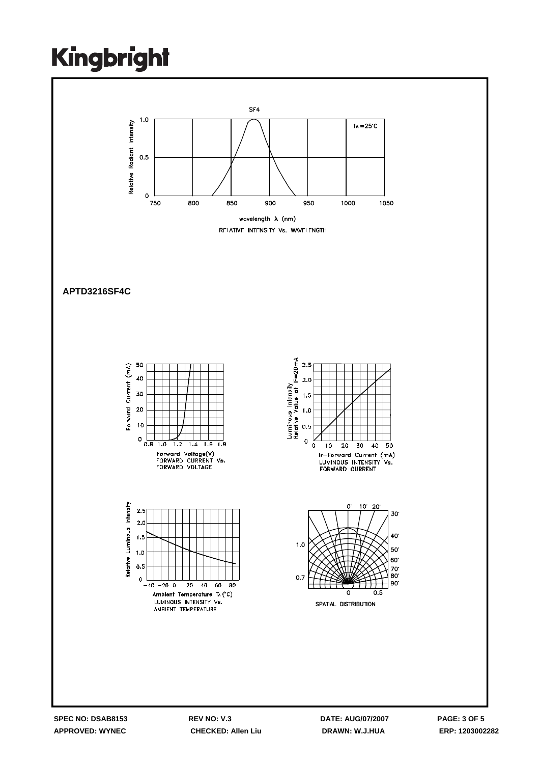SF4

RELATIVE INTENSITY Vs. WAVELENGTH

**APTD3216SF4C**

FORWARD CURRENT Vs. FORWARD VOLTAGE

LUMINOUS INTENSITY Vs. FORWARD CURRENT

LUMINOUS INTENSITY Vs. AMBIENT TEMPERATURE

SPATIAL DISTRIBUTION

SPEC NO: DSAB8153 REV NO: V.3 DATE: AUG/07/2007

APPROVED: WYNEC CHECKED: Allen Liu DRAWN: W.J.HUA ERP: 1203002282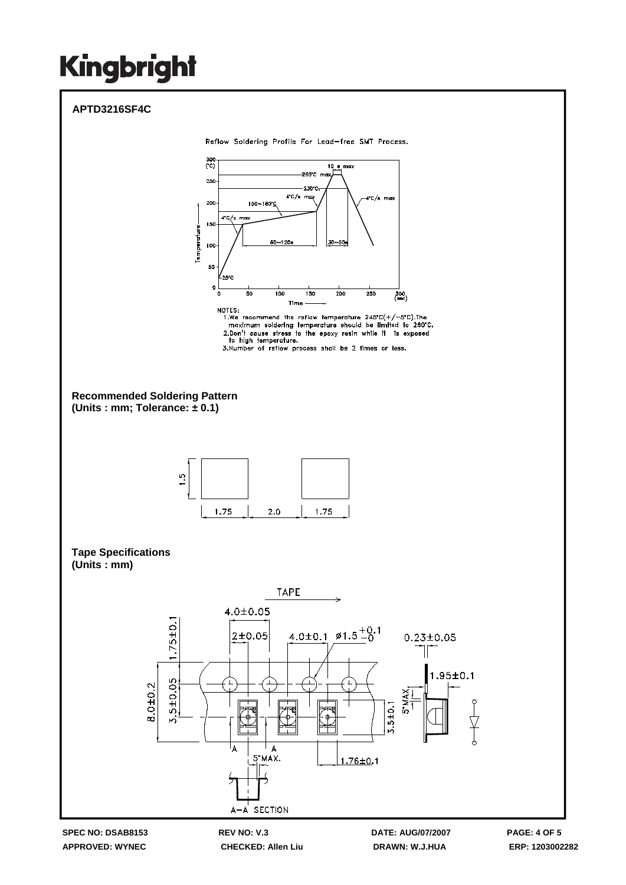# Kingbright

**APTD3216SF4C**

Reflow Soldering Profile For Lead-free SMT Process.

NOTES:
1. We recommend the reflow temperature 245°C(+/-5°C). The maximum soldering temperature should be limited to 260°C.
2. Don't cause stress to the epoxy resin while it is exposed to high temperature.
3. Number of reflow process shall be 2 times or less.

**Recommended Soldering Pattern**
**(Units : mm; Tolerance: ± 0.1)**

**Tape Specifications**
**(Units : mm)**

SPEC NO: DSAB8153 REV NO: V.3 DATE: AUG/07/2007 PAGE: 4 OF 5
APPROVED: WYNEC CHECKED: Allen Liu DRAWN: W.J.HUA ERP: 1203002282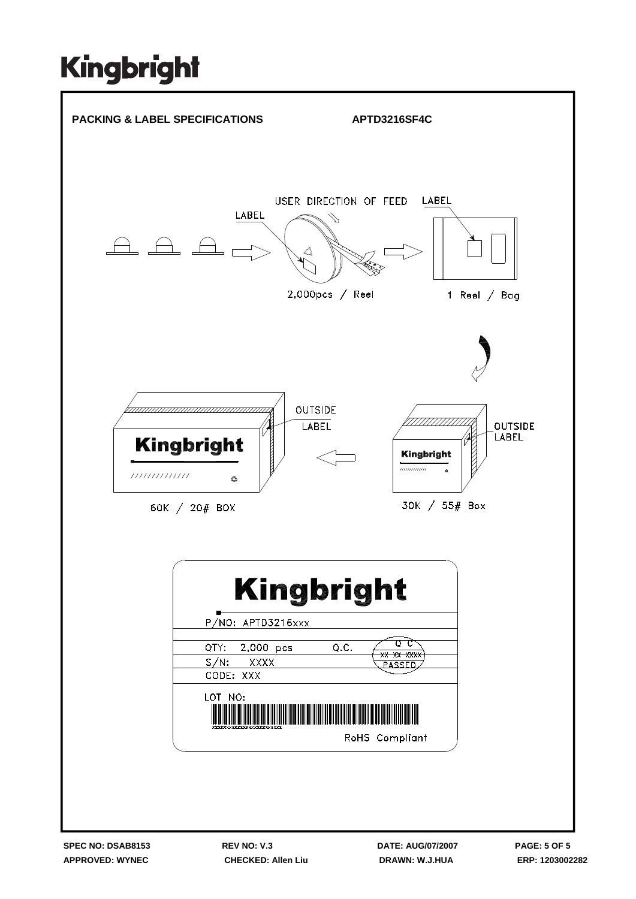Kingbright

**PACKING & LABEL SPECIFICATIONS** **APTD3216SF4C**

USER DIRECTION OF FEED

LABEL

LABEL

2,000pcs / Reel

1 Reel / Bag

OUTSIDE LABEL

OUTSIDE LABEL

Kingbright

Kingbright

60K / 20# BOX

30K / 55# Box

Kingbright

P/NO: APTD3216xxx

QTY: 2,000 pcs Q.C.

Q C
XX XX XXXX
PASSED

S/N: XXXX

CODE: XXX

LOT NO:

RoHS Compliant

SPEC NO: DSAB8153 REV NO: V.3 DATE: AUG/07/2007
APPROVED: WYNEC CHECKED: Allen Liu DRAWN: W.J.HUA ERP: 1203002282